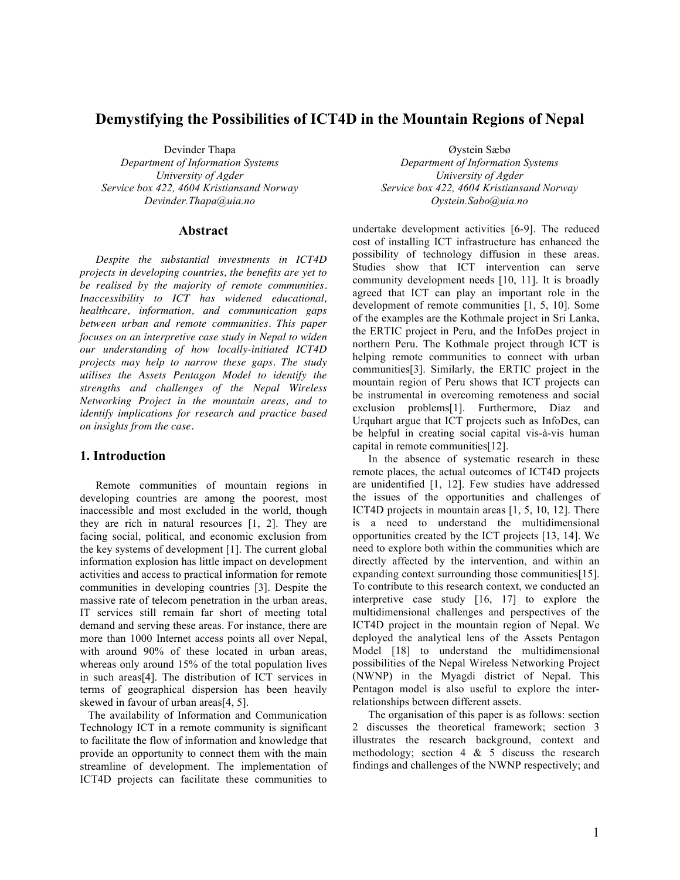# Demystifying the Possibilities of ICT4D in the Mountain Regions of Nepal

Devinder Thapa
*Department of Information Systems*
*University of Agder*
*Service box 422, 4604 Kristiansand Norway*
*Devinder.Thapa@uia.no*

Øystein Sæbø
*Department of Information Systems*
*University of Agder*
*Service box 422, 4604 Kristiansand Norway*
*Oystein.Sabo@uia.no*

## Abstract

*Despite the substantial investments in ICT4D projects in developing countries, the benefits are yet to be realised by the majority of remote communities. Inaccessibility to ICT has widened educational, healthcare, information, and communication gaps between urban and remote communities. This paper focuses on an interpretive case study in Nepal to widen our understanding of how locally-initiated ICT4D projects may help to narrow these gaps. The study utilises the Assets Pentagon Model to identify the strengths and challenges of the Nepal Wireless Networking Project in the mountain areas, and to identify implications for research and practice based on insights from the case.*

## 1. Introduction

Remote communities of mountain regions in developing countries are among the poorest, most inaccessible and most excluded in the world, though they are rich in natural resources [1, 2]. They are facing social, political, and economic exclusion from the key systems of development [1]. The current global information explosion has little impact on development activities and access to practical information for remote communities in developing countries [3]. Despite the massive rate of telecom penetration in the urban areas, IT services still remain far short of meeting total demand and serving these areas. For instance, there are more than 1000 Internet access points all over Nepal, with around 90% of these located in urban areas, whereas only around 15% of the total population lives in such areas[4]. The distribution of ICT services in terms of geographical dispersion has been heavily skewed in favour of urban areas[4, 5].

The availability of Information and Communication Technology ICT in a remote community is significant to facilitate the flow of information and knowledge that provide an opportunity to connect them with the main streamline of development. The implementation of ICT4D projects can facilitate these communities to undertake development activities [6-9]. The reduced cost of installing ICT infrastructure has enhanced the possibility of technology diffusion in these areas. Studies show that ICT intervention can serve community development needs [10, 11]. It is broadly agreed that ICT can play an important role in the development of remote communities [1, 5, 10]. Some of the examples are the Kothmale project in Sri Lanka, the ERTIC project in Peru, and the InfoDes project in northern Peru. The Kothmale project through ICT is helping remote communities to connect with urban communities[3]. Similarly, the ERTIC project in the mountain region of Peru shows that ICT projects can be instrumental in overcoming remoteness and social exclusion problems[1]. Furthermore, Diaz and Urquhart argue that ICT projects such as InfoDes, can be helpful in creating social capital vis-à-vis human capital in remote communities[12].

In the absence of systematic research in these remote places, the actual outcomes of ICT4D projects are unidentified [1, 12]. Few studies have addressed the issues of the opportunities and challenges of ICT4D projects in mountain areas [1, 5, 10, 12]. There is a need to understand the multidimensional opportunities created by the ICT projects [13, 14]. We need to explore both within the communities which are directly affected by the intervention, and within an expanding context surrounding those communities[15]. To contribute to this research context, we conducted an interpretive case study [16, 17] to explore the multidimensional challenges and perspectives of the ICT4D project in the mountain region of Nepal. We deployed the analytical lens of the Assets Pentagon Model [18] to understand the multidimensional possibilities of the Nepal Wireless Networking Project (NWNP) in the Myagdi district of Nepal. This Pentagon model is also useful to explore the inter-relationships between different assets.

The organisation of this paper is as follows: section 2 discusses the theoretical framework; section 3 illustrates the research background, context and methodology; section 4 & 5 discuss the research findings and challenges of the NWNP respectively; and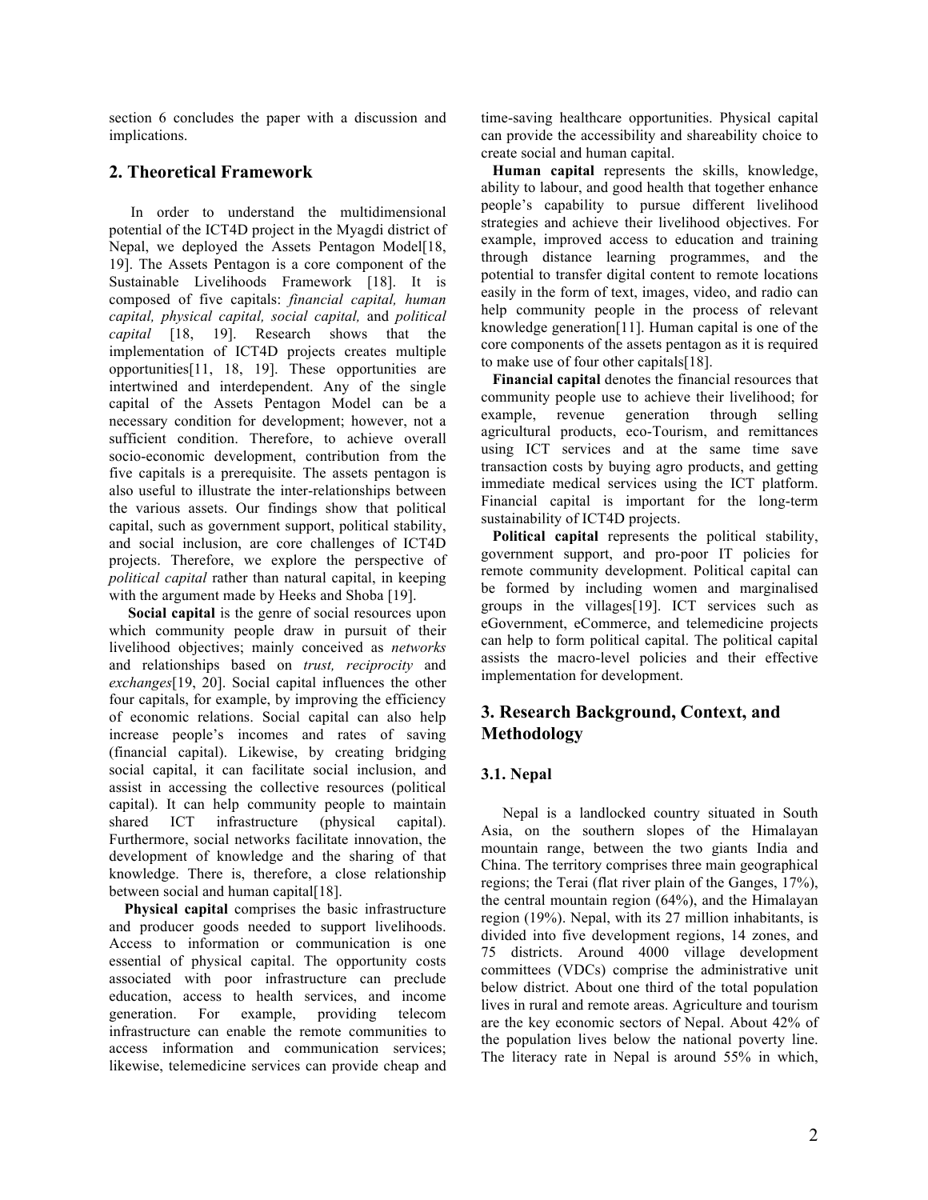section 6 concludes the paper with a discussion and implications.

## 2. Theoretical Framework

In order to understand the multidimensional potential of the ICT4D project in the Myagdi district of Nepal, we deployed the Assets Pentagon Model[18, 19]. The Assets Pentagon is a core component of the Sustainable Livelihoods Framework [18]. It is composed of five capitals: *financial capital, human capital, physical capital, social capital,* and *political capital* [18, 19]. Research shows that the implementation of ICT4D projects creates multiple opportunities[11, 18, 19]. These opportunities are intertwined and interdependent. Any of the single capital of the Assets Pentagon Model can be a necessary condition for development; however, not a sufficient condition. Therefore, to achieve overall socio-economic development, contribution from the five capitals is a prerequisite. The assets pentagon is also useful to illustrate the inter-relationships between the various assets. Our findings show that political capital, such as government support, political stability, and social inclusion, are core challenges of ICT4D projects. Therefore, we explore the perspective of *political capital* rather than natural capital, in keeping with the argument made by Heeks and Shoba [19].

**Social capital** is the genre of social resources upon which community people draw in pursuit of their livelihood objectives; mainly conceived as *networks* and relationships based on *trust, reciprocity* and *exchanges*[19, 20]. Social capital influences the other four capitals, for example, by improving the efficiency of economic relations. Social capital can also help increase people's incomes and rates of saving (financial capital). Likewise, by creating bridging social capital, it can facilitate social inclusion, and assist in accessing the collective resources (political capital). It can help community people to maintain shared ICT infrastructure (physical capital). Furthermore, social networks facilitate innovation, the development of knowledge and the sharing of that knowledge. There is, therefore, a close relationship between social and human capital[18].

**Physical capital** comprises the basic infrastructure and producer goods needed to support livelihoods. Access to information or communication is one essential of physical capital. The opportunity costs associated with poor infrastructure can preclude education, access to health services, and income generation. For example, providing telecom infrastructure can enable the remote communities to access information and communication services; likewise, telemedicine services can provide cheap and time-saving healthcare opportunities. Physical capital can provide the accessibility and shareability choice to create social and human capital.

**Human capital** represents the skills, knowledge, ability to labour, and good health that together enhance people's capability to pursue different livelihood strategies and achieve their livelihood objectives. For example, improved access to education and training through distance learning programmes, and the potential to transfer digital content to remote locations easily in the form of text, images, video, and radio can help community people in the process of relevant knowledge generation[11]. Human capital is one of the core components of the assets pentagon as it is required to make use of four other capitals[18].

**Financial capital** denotes the financial resources that community people use to achieve their livelihood; for example, revenue generation through selling agricultural products, eco-Tourism, and remittances using ICT services and at the same time save transaction costs by buying agro products, and getting immediate medical services using the ICT platform. Financial capital is important for the long-term sustainability of ICT4D projects.

**Political capital** represents the political stability, government support, and pro-poor IT policies for remote community development. Political capital can be formed by including women and marginalised groups in the villages[19]. ICT services such as eGovernment, eCommerce, and telemedicine projects can help to form political capital. The political capital assists the macro-level policies and their effective implementation for development.

## 3. Research Background, Context, and Methodology

### 3.1. Nepal

Nepal is a landlocked country situated in South Asia, on the southern slopes of the Himalayan mountain range, between the two giants India and China. The territory comprises three main geographical regions; the Terai (flat river plain of the Ganges, 17%), the central mountain region (64%), and the Himalayan region (19%). Nepal, with its 27 million inhabitants, is divided into five development regions, 14 zones, and 75 districts. Around 4000 village development committees (VDCs) comprise the administrative unit below district. About one third of the total population lives in rural and remote areas. Agriculture and tourism are the key economic sectors of Nepal. About 42% of the population lives below the national poverty line. The literacy rate in Nepal is around 55% in which,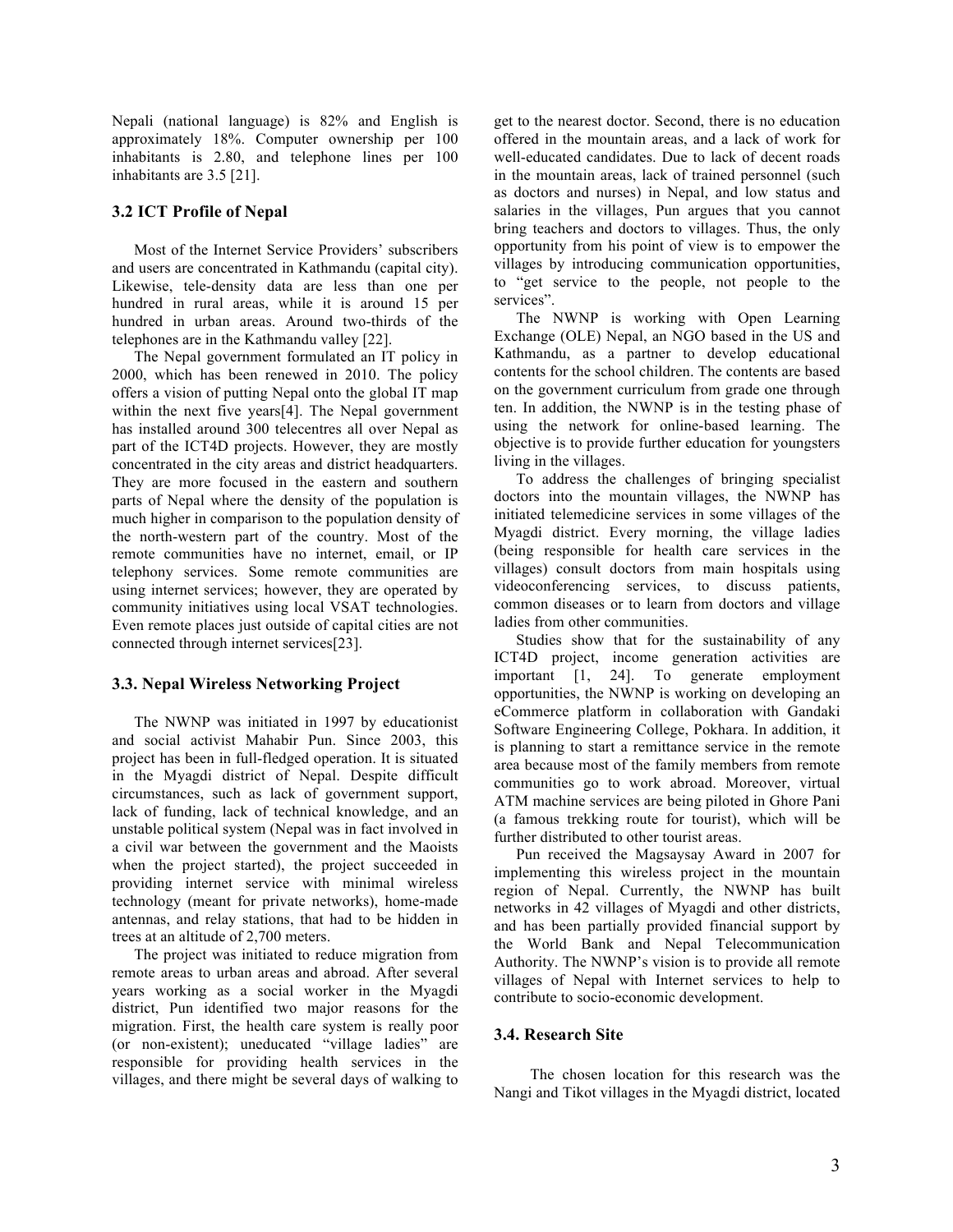Nepali (national language) is 82% and English is approximately 18%. Computer ownership per 100 inhabitants is 2.80, and telephone lines per 100 inhabitants are 3.5 [21].

### 3.2 ICT Profile of Nepal

Most of the Internet Service Providers' subscribers and users are concentrated in Kathmandu (capital city). Likewise, tele-density data are less than one per hundred in rural areas, while it is around 15 per hundred in urban areas. Around two-thirds of the telephones are in the Kathmandu valley [22].

The Nepal government formulated an IT policy in 2000, which has been renewed in 2010. The policy offers a vision of putting Nepal onto the global IT map within the next five years[4]. The Nepal government has installed around 300 telecentres all over Nepal as part of the ICT4D projects. However, they are mostly concentrated in the city areas and district headquarters. They are more focused in the eastern and southern parts of Nepal where the density of the population is much higher in comparison to the population density of the north-western part of the country. Most of the remote communities have no internet, email, or IP telephony services. Some remote communities are using internet services; however, they are operated by community initiatives using local VSAT technologies. Even remote places just outside of capital cities are not connected through internet services[23].

### 3.3. Nepal Wireless Networking Project

The NWNP was initiated in 1997 by educationist and social activist Mahabir Pun. Since 2003, this project has been in full-fledged operation. It is situated in the Myagdi district of Nepal. Despite difficult circumstances, such as lack of government support, lack of funding, lack of technical knowledge, and an unstable political system (Nepal was in fact involved in a civil war between the government and the Maoists when the project started), the project succeeded in providing internet service with minimal wireless technology (meant for private networks), home-made antennas, and relay stations, that had to be hidden in trees at an altitude of 2,700 meters.

The project was initiated to reduce migration from remote areas to urban areas and abroad. After several years working as a social worker in the Myagdi district, Pun identified two major reasons for the migration. First, the health care system is really poor (or non-existent); uneducated "village ladies" are responsible for providing health services in the villages, and there might be several days of walking to get to the nearest doctor. Second, there is no education offered in the mountain areas, and a lack of work for well-educated candidates. Due to lack of decent roads in the mountain areas, lack of trained personnel (such as doctors and nurses) in Nepal, and low status and salaries in the villages, Pun argues that you cannot bring teachers and doctors to villages. Thus, the only opportunity from his point of view is to empower the villages by introducing communication opportunities, to "get service to the people, not people to the services".

The NWNP is working with Open Learning Exchange (OLE) Nepal, an NGO based in the US and Kathmandu, as a partner to develop educational contents for the school children. The contents are based on the government curriculum from grade one through ten. In addition, the NWNP is in the testing phase of using the network for online-based learning. The objective is to provide further education for youngsters living in the villages.

To address the challenges of bringing specialist doctors into the mountain villages, the NWNP has initiated telemedicine services in some villages of the Myagdi district. Every morning, the village ladies (being responsible for health care services in the villages) consult doctors from main hospitals using videoconferencing services, to discuss patients, common diseases or to learn from doctors and village ladies from other communities.

Studies show that for the sustainability of any ICT4D project, income generation activities are important [1, 24]. To generate employment opportunities, the NWNP is working on developing an eCommerce platform in collaboration with Gandaki Software Engineering College, Pokhara. In addition, it is planning to start a remittance service in the remote area because most of the family members from remote communities go to work abroad. Moreover, virtual ATM machine services are being piloted in Ghore Pani (a famous trekking route for tourist), which will be further distributed to other tourist areas.

Pun received the Magsaysay Award in 2007 for implementing this wireless project in the mountain region of Nepal. Currently, the NWNP has built networks in 42 villages of Myagdi and other districts, and has been partially provided financial support by the World Bank and Nepal Telecommunication Authority. The NWNP's vision is to provide all remote villages of Nepal with Internet services to help to contribute to socio-economic development.

### 3.4. Research Site

The chosen location for this research was the Nangi and Tikot villages in the Myagdi district, located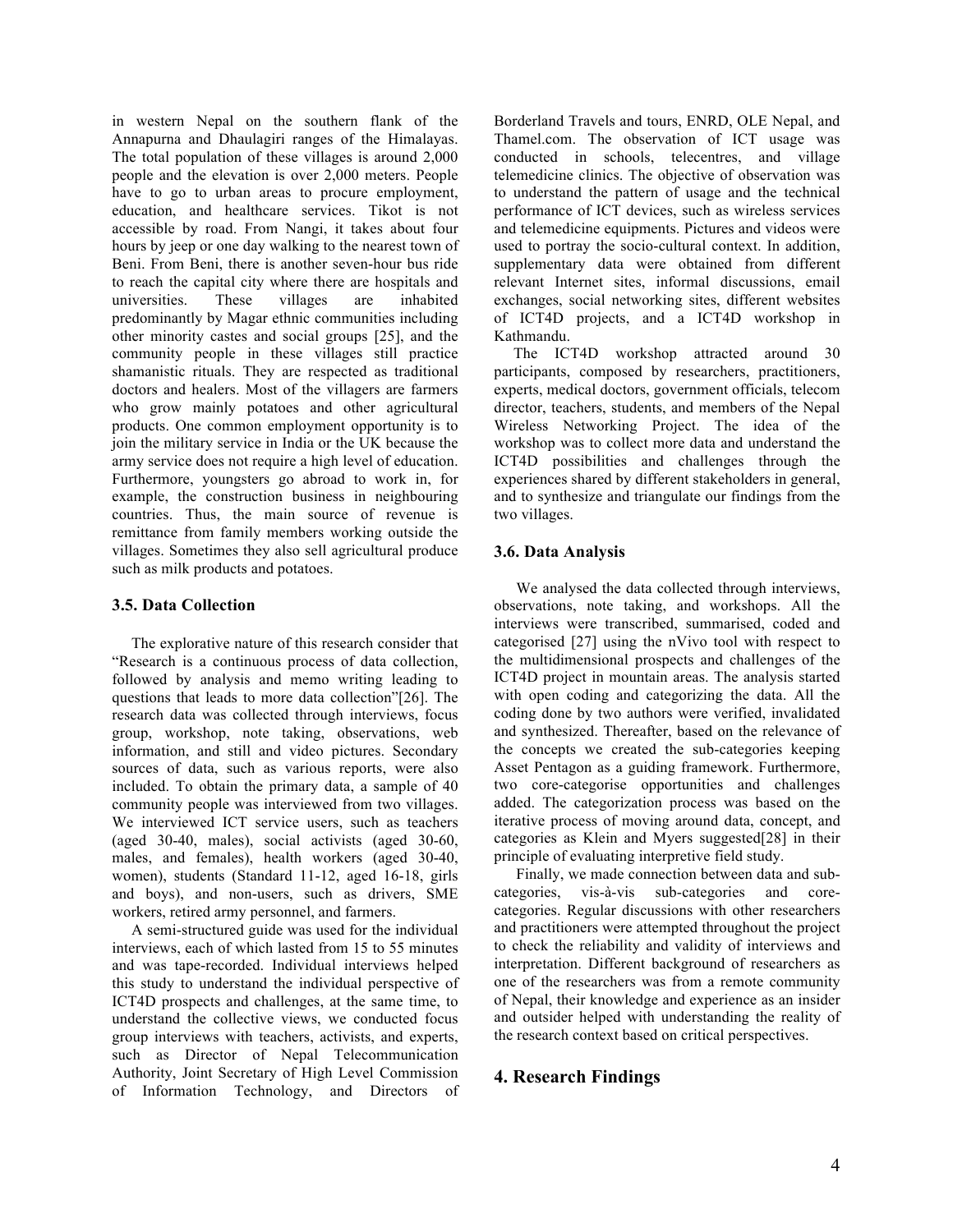in western Nepal on the southern flank of the Annapurna and Dhaulagiri ranges of the Himalayas. The total population of these villages is around 2,000 people and the elevation is over 2,000 meters. People have to go to urban areas to procure employment, education, and healthcare services. Tikot is not accessible by road. From Nangi, it takes about four hours by jeep or one day walking to the nearest town of Beni. From Beni, there is another seven-hour bus ride to reach the capital city where there are hospitals and universities. These villages are inhabited predominantly by Magar ethnic communities including other minority castes and social groups [25], and the community people in these villages still practice shamanistic rituals. They are respected as traditional doctors and healers. Most of the villagers are farmers who grow mainly potatoes and other agricultural products. One common employment opportunity is to join the military service in India or the UK because the army service does not require a high level of education. Furthermore, youngsters go abroad to work in, for example, the construction business in neighbouring countries. Thus, the main source of revenue is remittance from family members working outside the villages. Sometimes they also sell agricultural produce such as milk products and potatoes.

### 3.5. Data Collection

The explorative nature of this research consider that "Research is a continuous process of data collection, followed by analysis and memo writing leading to questions that leads to more data collection"[26]. The research data was collected through interviews, focus group, workshop, note taking, observations, web information, and still and video pictures. Secondary sources of data, such as various reports, were also included. To obtain the primary data, a sample of 40 community people was interviewed from two villages. We interviewed ICT service users, such as teachers (aged 30-40, males), social activists (aged 30-60, males, and females), health workers (aged 30-40, women), students (Standard 11-12, aged 16-18, girls and boys), and non-users, such as drivers, SME workers, retired army personnel, and farmers.

A semi-structured guide was used for the individual interviews, each of which lasted from 15 to 55 minutes and was tape-recorded. Individual interviews helped this study to understand the individual perspective of ICT4D prospects and challenges, at the same time, to understand the collective views, we conducted focus group interviews with teachers, activists, and experts, such as Director of Nepal Telecommunication Authority, Joint Secretary of High Level Commission of Information Technology, and Directors of Borderland Travels and tours, ENRD, OLE Nepal, and Thamel.com. The observation of ICT usage was conducted in schools, telecentres, and village telemedicine clinics. The objective of observation was to understand the pattern of usage and the technical performance of ICT devices, such as wireless services and telemedicine equipments. Pictures and videos were used to portray the socio-cultural context. In addition, supplementary data were obtained from different relevant Internet sites, informal discussions, email exchanges, social networking sites, different websites of ICT4D projects, and a ICT4D workshop in Kathmandu.

The ICT4D workshop attracted around 30 participants, composed by researchers, practitioners, experts, medical doctors, government officials, telecom director, teachers, students, and members of the Nepal Wireless Networking Project. The idea of the workshop was to collect more data and understand the ICT4D possibilities and challenges through the experiences shared by different stakeholders in general, and to synthesize and triangulate our findings from the two villages.

### 3.6. Data Analysis

We analysed the data collected through interviews, observations, note taking, and workshops. All the interviews were transcribed, summarised, coded and categorised [27] using the nVivo tool with respect to the multidimensional prospects and challenges of the ICT4D project in mountain areas. The analysis started with open coding and categorizing the data. All the coding done by two authors were verified, invalidated and synthesized. Thereafter, based on the relevance of the concepts we created the sub-categories keeping Asset Pentagon as a guiding framework. Furthermore, two core-categorise opportunities and challenges added. The categorization process was based on the iterative process of moving around data, concept, and categories as Klein and Myers suggested[28] in their principle of evaluating interpretive field study.

Finally, we made connection between data and sub-categories, vis-à-vis sub-categories and core-categories. Regular discussions with other researchers and practitioners were attempted throughout the project to check the reliability and validity of interviews and interpretation. Different background of researchers as one of the researchers was from a remote community of Nepal, their knowledge and experience as an insider and outsider helped with understanding the reality of the research context based on critical perspectives.

## 4. Research Findings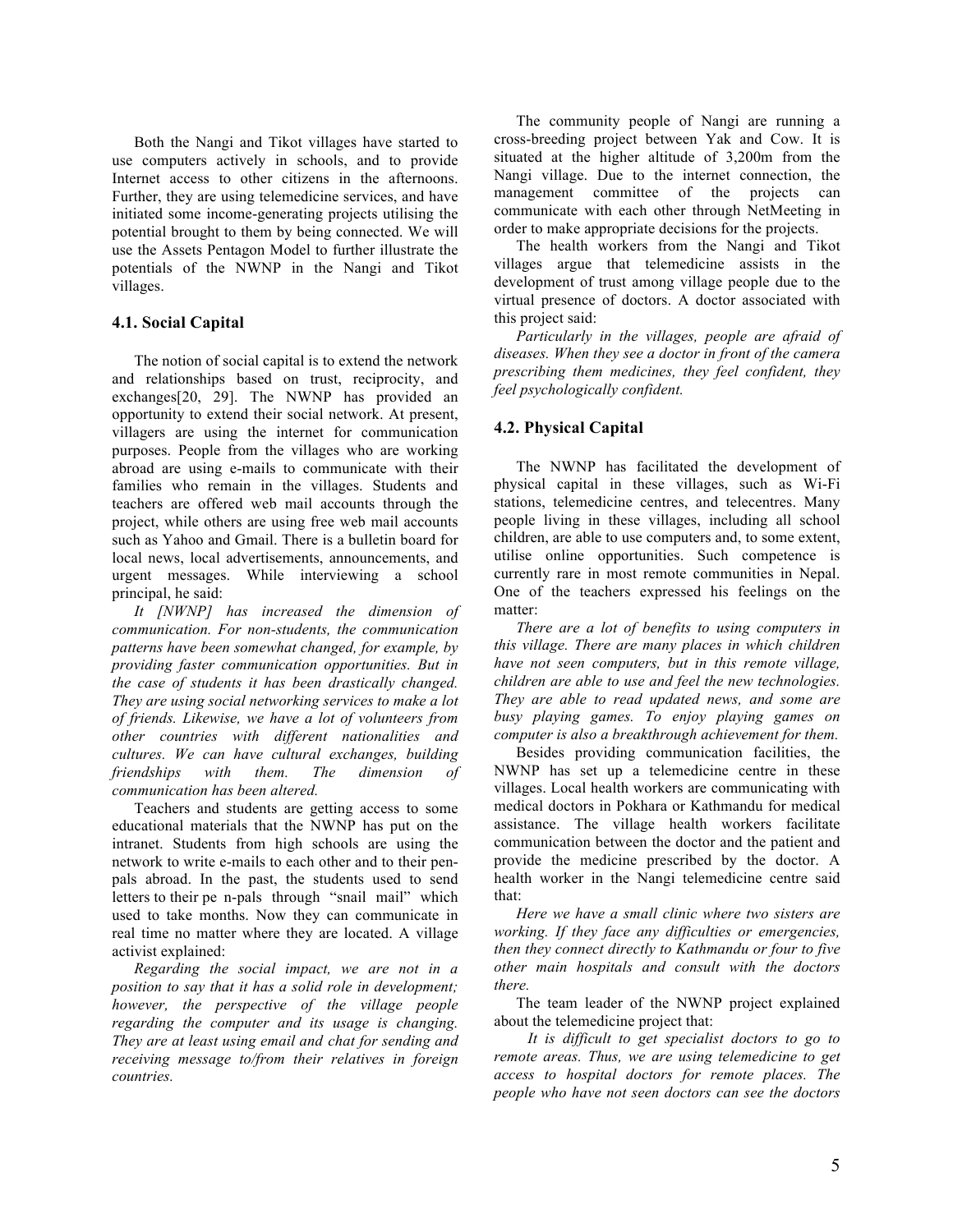Both the Nangi and Tikot villages have started to use computers actively in schools, and to provide Internet access to other citizens in the afternoons. Further, they are using telemedicine services, and have initiated some income-generating projects utilising the potential brought to them by being connected. We will use the Assets Pentagon Model to further illustrate the potentials of the NWNP in the Nangi and Tikot villages.

### 4.1. Social Capital

The notion of social capital is to extend the network and relationships based on trust, reciprocity, and exchanges[20, 29]. The NWNP has provided an opportunity to extend their social network. At present, villagers are using the internet for communication purposes. People from the villages who are working abroad are using e-mails to communicate with their families who remain in the villages. Students and teachers are offered web mail accounts through the project, while others are using free web mail accounts such as Yahoo and Gmail. There is a bulletin board for local news, local advertisements, announcements, and urgent messages. While interviewing a school principal, he said:

*It [NWNP] has increased the dimension of communication. For non-students, the communication patterns have been somewhat changed, for example, by providing faster communication opportunities. But in the case of students it has been drastically changed. They are using social networking services to make a lot of friends. Likewise, we have a lot of volunteers from other countries with different nationalities and cultures. We can have cultural exchanges, building friendships with them. The dimension of communication has been altered.*

Teachers and students are getting access to some educational materials that the NWNP has put on the intranet. Students from high schools are using the network to write e-mails to each other and to their pen-pals abroad. In the past, the students used to send letters to their pe n-pals through "snail mail" which used to take months. Now they can communicate in real time no matter where they are located. A village activist explained:

*Regarding the social impact, we are not in a position to say that it has a solid role in development; however, the perspective of the village people regarding the computer and its usage is changing. They are at least using email and chat for sending and receiving message to/from their relatives in foreign countries.*

The community people of Nangi are running a cross-breeding project between Yak and Cow. It is situated at the higher altitude of 3,200m from the Nangi village. Due to the internet connection, the management committee of the projects can communicate with each other through NetMeeting in order to make appropriate decisions for the projects.

The health workers from the Nangi and Tikot villages argue that telemedicine assists in the development of trust among village people due to the virtual presence of doctors. A doctor associated with this project said:

*Particularly in the villages, people are afraid of diseases. When they see a doctor in front of the camera prescribing them medicines, they feel confident, they feel psychologically confident.*

### 4.2. Physical Capital

The NWNP has facilitated the development of physical capital in these villages, such as Wi-Fi stations, telemedicine centres, and telecentres. Many people living in these villages, including all school children, are able to use computers and, to some extent, utilise online opportunities. Such competence is currently rare in most remote communities in Nepal. One of the teachers expressed his feelings on the matter:

*There are a lot of benefits to using computers in this village. There are many places in which children have not seen computers, but in this remote village, children are able to use and feel the new technologies. They are able to read updated news, and some are busy playing games. To enjoy playing games on computer is also a breakthrough achievement for them.*

Besides providing communication facilities, the NWNP has set up a telemedicine centre in these villages. Local health workers are communicating with medical doctors in Pokhara or Kathmandu for medical assistance. The village health workers facilitate communication between the doctor and the patient and provide the medicine prescribed by the doctor. A health worker in the Nangi telemedicine centre said that:

*Here we have a small clinic where two sisters are working. If they face any difficulties or emergencies, then they connect directly to Kathmandu or four to five other main hospitals and consult with the doctors there.*

The team leader of the NWNP project explained about the telemedicine project that:

*It is difficult to get specialist doctors to go to remote areas. Thus, we are using telemedicine to get access to hospital doctors for remote places. The people who have not seen doctors can see the doctors*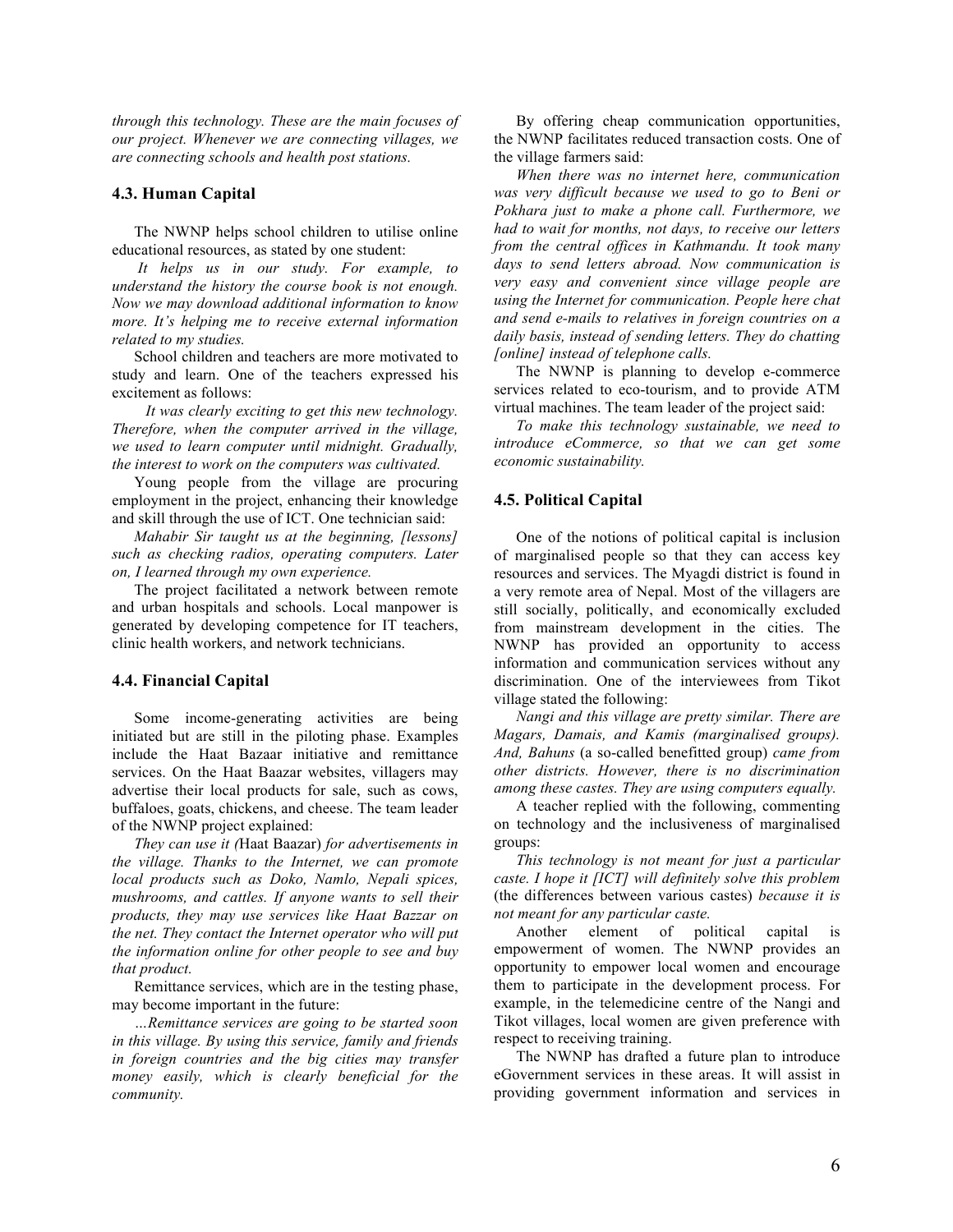*through this technology. These are the main focuses of our project. Whenever we are connecting villages, we are connecting schools and health post stations.*

### 4.3. Human Capital

The NWNP helps school children to utilise online educational resources, as stated by one student:

*It helps us in our study. For example, to understand the history the course book is not enough. Now we may download additional information to know more. It's helping me to receive external information related to my studies.*

School children and teachers are more motivated to study and learn. One of the teachers expressed his excitement as follows:

*It was clearly exciting to get this new technology. Therefore, when the computer arrived in the village, we used to learn computer until midnight. Gradually, the interest to work on the computers was cultivated.*

Young people from the village are procuring employment in the project, enhancing their knowledge and skill through the use of ICT. One technician said:

*Mahabir Sir taught us at the beginning, [lessons] such as checking radios, operating computers. Later on, I learned through my own experience.*

The project facilitated a network between remote and urban hospitals and schools. Local manpower is generated by developing competence for IT teachers, clinic health workers, and network technicians.

### 4.4. Financial Capital

Some income-generating activities are being initiated but are still in the piloting phase. Examples include the Haat Bazaar initiative and remittance services. On the Haat Baazar websites, villagers may advertise their local products for sale, such as cows, buffaloes, goats, chickens, and cheese. The team leader of the NWNP project explained:

*They can use it (*Haat Baazar*) for advertisements in the village. Thanks to the Internet, we can promote local products such as Doko, Namlo, Nepali spices, mushrooms, and cattles. If anyone wants to sell their products, they may use services like Haat Bazzar on the net. They contact the Internet operator who will put the information online for other people to see and buy that product.*

Remittance services, which are in the testing phase, may become important in the future:

*…Remittance services are going to be started soon in this village. By using this service, family and friends in foreign countries and the big cities may transfer money easily, which is clearly beneficial for the community.*

By offering cheap communication opportunities, the NWNP facilitates reduced transaction costs. One of the village farmers said:

*When there was no internet here, communication was very difficult because we used to go to Beni or Pokhara just to make a phone call. Furthermore, we had to wait for months, not days, to receive our letters from the central offices in Kathmandu. It took many days to send letters abroad. Now communication is very easy and convenient since village people are using the Internet for communication. People here chat and send e-mails to relatives in foreign countries on a daily basis, instead of sending letters. They do chatting [online] instead of telephone calls.*

The NWNP is planning to develop e-commerce services related to eco-tourism, and to provide ATM virtual machines. The team leader of the project said:

*To make this technology sustainable, we need to introduce eCommerce, so that we can get some economic sustainability.*

### 4.5. Political Capital

One of the notions of political capital is inclusion of marginalised people so that they can access key resources and services. The Myagdi district is found in a very remote area of Nepal. Most of the villagers are still socially, politically, and economically excluded from mainstream development in the cities. The NWNP has provided an opportunity to access information and communication services without any discrimination. One of the interviewees from Tikot village stated the following:

*Nangi and this village are pretty similar. There are Magars, Damais, and Kamis (marginalised groups). And, Bahuns* (a so-called benefitted group) *came from other districts. However, there is no discrimination among these castes. They are using computers equally.*

A teacher replied with the following, commenting on technology and the inclusiveness of marginalised groups:

*This technology is not meant for just a particular caste. I hope it [ICT] will definitely solve this problem* (the differences between various castes) *because it is not meant for any particular caste.*

Another element of political capital is empowerment of women. The NWNP provides an opportunity to empower local women and encourage them to participate in the development process. For example, in the telemedicine centre of the Nangi and Tikot villages, local women are given preference with respect to receiving training.

The NWNP has drafted a future plan to introduce eGovernment services in these areas. It will assist in providing government information and services in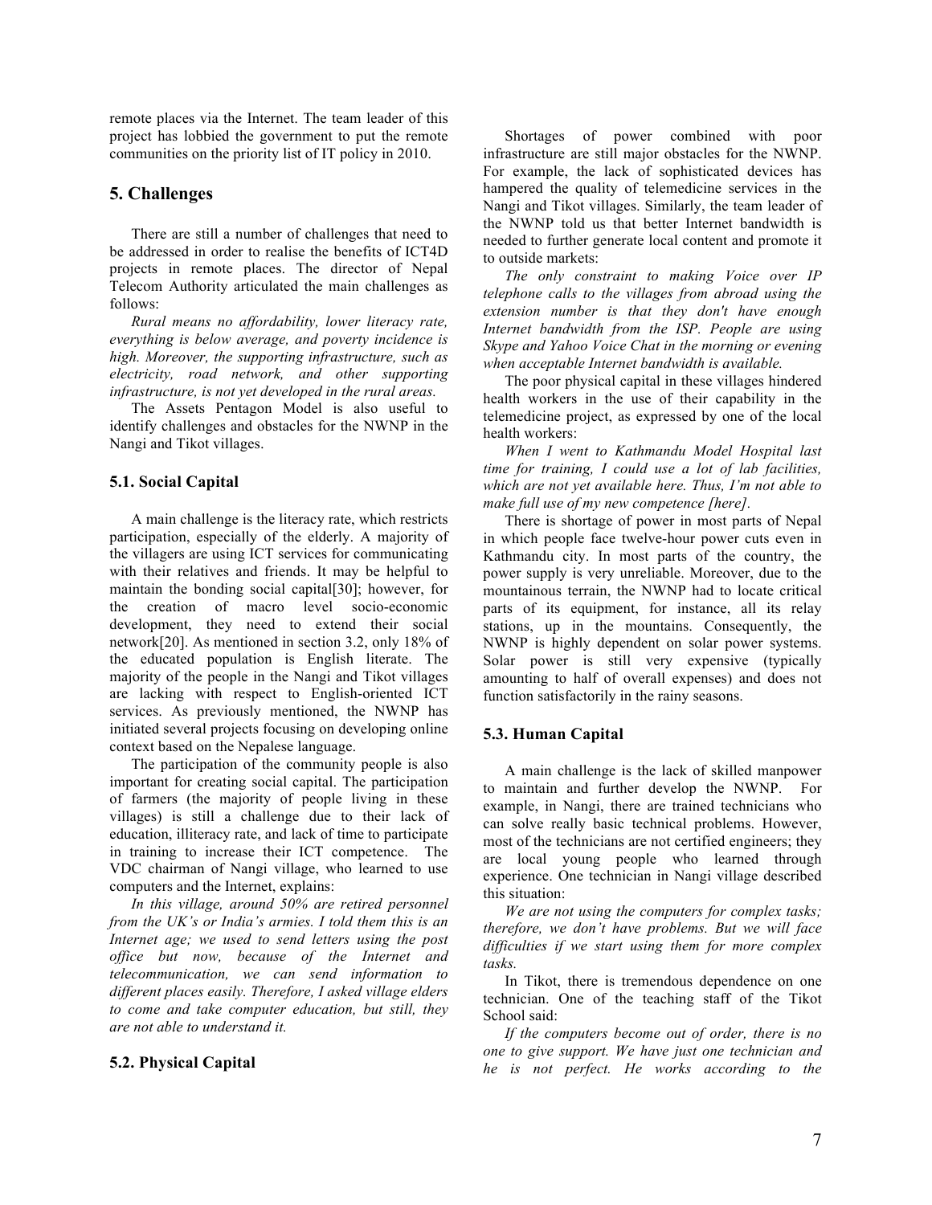remote places via the Internet. The team leader of this project has lobbied the government to put the remote communities on the priority list of IT policy in 2010.

## 5. Challenges

There are still a number of challenges that need to be addressed in order to realise the benefits of ICT4D projects in remote places. The director of Nepal Telecom Authority articulated the main challenges as follows:

*Rural means no affordability, lower literacy rate, everything is below average, and poverty incidence is high. Moreover, the supporting infrastructure, such as electricity, road network, and other supporting infrastructure, is not yet developed in the rural areas.*

The Assets Pentagon Model is also useful to identify challenges and obstacles for the NWNP in the Nangi and Tikot villages.

### 5.1. Social Capital

A main challenge is the literacy rate, which restricts participation, especially of the elderly. A majority of the villagers are using ICT services for communicating with their relatives and friends. It may be helpful to maintain the bonding social capital[30]; however, for the creation of macro level socio-economic development, they need to extend their social network[20]. As mentioned in section 3.2, only 18% of the educated population is English literate. The majority of the people in the Nangi and Tikot villages are lacking with respect to English-oriented ICT services. As previously mentioned, the NWNP has initiated several projects focusing on developing online context based on the Nepalese language.

The participation of the community people is also important for creating social capital. The participation of farmers (the majority of people living in these villages) is still a challenge due to their lack of education, illiteracy rate, and lack of time to participate in training to increase their ICT competence. The VDC chairman of Nangi village, who learned to use computers and the Internet, explains:

*In this village, around 50% are retired personnel from the UK's or India's armies. I told them this is an Internet age; we used to send letters using the post office but now, because of the Internet and telecommunication, we can send information to different places easily. Therefore, I asked village elders to come and take computer education, but still, they are not able to understand it.*

### 5.2. Physical Capital

Shortages of power combined with poor infrastructure are still major obstacles for the NWNP. For example, the lack of sophisticated devices has hampered the quality of telemedicine services in the Nangi and Tikot villages. Similarly, the team leader of the NWNP told us that better Internet bandwidth is needed to further generate local content and promote it to outside markets:

*The only constraint to making Voice over IP telephone calls to the villages from abroad using the extension number is that they don't have enough Internet bandwidth from the ISP. People are using Skype and Yahoo Voice Chat in the morning or evening when acceptable Internet bandwidth is available.*

The poor physical capital in these villages hindered health workers in the use of their capability in the telemedicine project, as expressed by one of the local health workers:

*When I went to Kathmandu Model Hospital last time for training, I could use a lot of lab facilities, which are not yet available here. Thus, I'm not able to make full use of my new competence [here].*

There is shortage of power in most parts of Nepal in which people face twelve-hour power cuts even in Kathmandu city. In most parts of the country, the power supply is very unreliable. Moreover, due to the mountainous terrain, the NWNP had to locate critical parts of its equipment, for instance, all its relay stations, up in the mountains. Consequently, the NWNP is highly dependent on solar power systems. Solar power is still very expensive (typically amounting to half of overall expenses) and does not function satisfactorily in the rainy seasons.

### 5.3. Human Capital

A main challenge is the lack of skilled manpower to maintain and further develop the NWNP. For example, in Nangi, there are trained technicians who can solve really basic technical problems. However, most of the technicians are not certified engineers; they are local young people who learned through experience. One technician in Nangi village described this situation:

*We are not using the computers for complex tasks; therefore, we don't have problems. But we will face difficulties if we start using them for more complex tasks.*

In Tikot, there is tremendous dependence on one technician. One of the teaching staff of the Tikot School said:

*If the computers become out of order, there is no one to give support. We have just one technician and he is not perfect. He works according to the*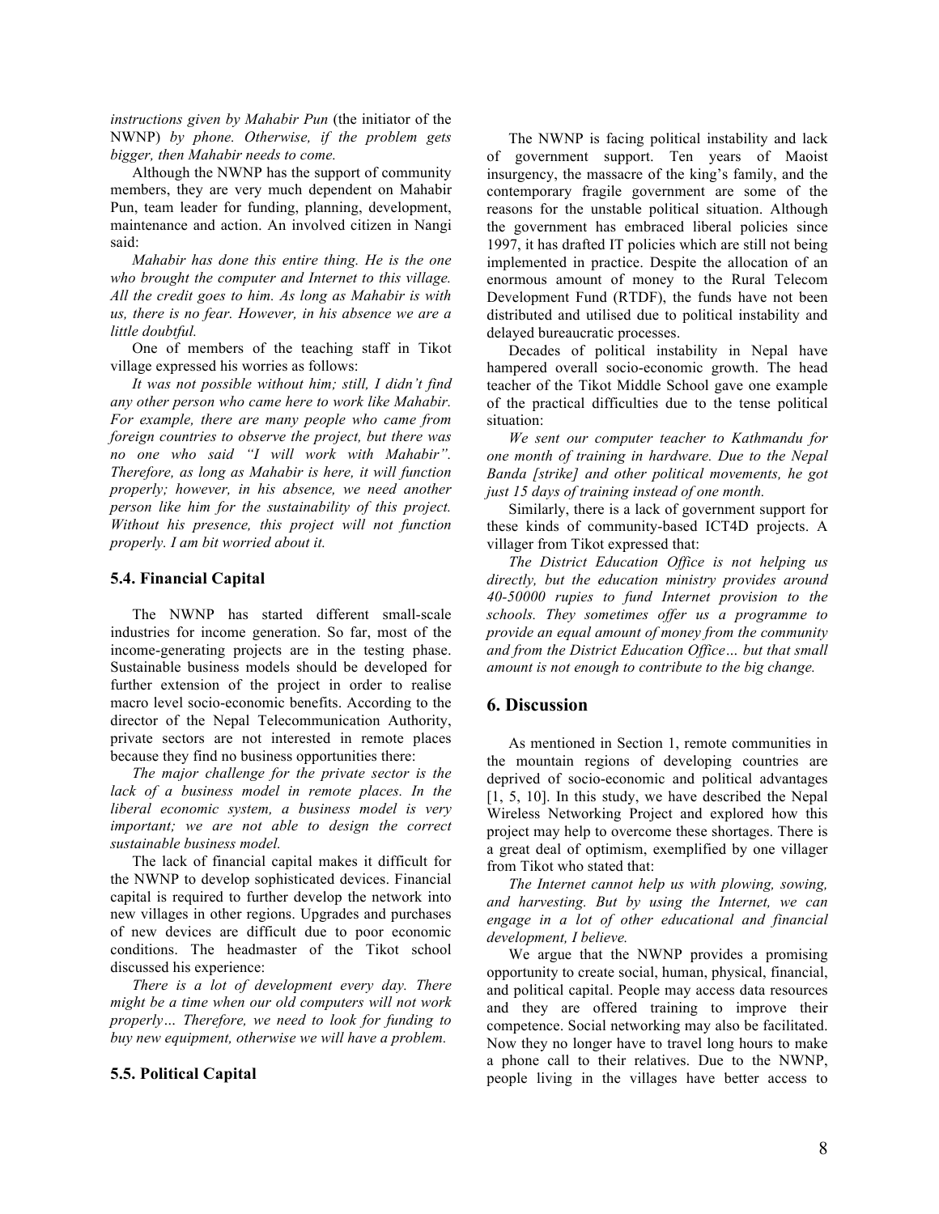*instructions given by Mahabir Pun* (the initiator of the NWNP) *by phone. Otherwise, if the problem gets bigger, then Mahabir needs to come.*

Although the NWNP has the support of community members, they are very much dependent on Mahabir Pun, team leader for funding, planning, development, maintenance and action. An involved citizen in Nangi said:

*Mahabir has done this entire thing. He is the one who brought the computer and Internet to this village. All the credit goes to him. As long as Mahabir is with us, there is no fear. However, in his absence we are a little doubtful.*

One of members of the teaching staff in Tikot village expressed his worries as follows:

*It was not possible without him; still, I didn't find any other person who came here to work like Mahabir. For example, there are many people who came from foreign countries to observe the project, but there was no one who said "I will work with Mahabir". Therefore, as long as Mahabir is here, it will function properly; however, in his absence, we need another person like him for the sustainability of this project. Without his presence, this project will not function properly. I am bit worried about it.*

### 5.4. Financial Capital

The NWNP has started different small-scale industries for income generation. So far, most of the income-generating projects are in the testing phase. Sustainable business models should be developed for further extension of the project in order to realise macro level socio-economic benefits. According to the director of the Nepal Telecommunication Authority, private sectors are not interested in remote places because they find no business opportunities there:

*The major challenge for the private sector is the lack of a business model in remote places. In the liberal economic system, a business model is very important; we are not able to design the correct sustainable business model.*

The lack of financial capital makes it difficult for the NWNP to develop sophisticated devices. Financial capital is required to further develop the network into new villages in other regions. Upgrades and purchases of new devices are difficult due to poor economic conditions. The headmaster of the Tikot school discussed his experience:

*There is a lot of development every day. There might be a time when our old computers will not work properly… Therefore, we need to look for funding to buy new equipment, otherwise we will have a problem.*

### 5.5. Political Capital

The NWNP is facing political instability and lack of government support. Ten years of Maoist insurgency, the massacre of the king's family, and the contemporary fragile government are some of the reasons for the unstable political situation. Although the government has embraced liberal policies since 1997, it has drafted IT policies which are still not being implemented in practice. Despite the allocation of an enormous amount of money to the Rural Telecom Development Fund (RTDF), the funds have not been distributed and utilised due to political instability and delayed bureaucratic processes.

Decades of political instability in Nepal have hampered overall socio-economic growth. The head teacher of the Tikot Middle School gave one example of the practical difficulties due to the tense political situation:

*We sent our computer teacher to Kathmandu for one month of training in hardware. Due to the Nepal Banda [strike] and other political movements, he got just 15 days of training instead of one month.*

Similarly, there is a lack of government support for these kinds of community-based ICT4D projects. A villager from Tikot expressed that:

*The District Education Office is not helping us directly, but the education ministry provides around 40-50000 rupies to fund Internet provision to the schools. They sometimes offer us a programme to provide an equal amount of money from the community and from the District Education Office… but that small amount is not enough to contribute to the big change.*

## 6. Discussion

As mentioned in Section 1, remote communities in the mountain regions of developing countries are deprived of socio-economic and political advantages [1, 5, 10]. In this study, we have described the Nepal Wireless Networking Project and explored how this project may help to overcome these shortages. There is a great deal of optimism, exemplified by one villager from Tikot who stated that:

*The Internet cannot help us with plowing, sowing, and harvesting. But by using the Internet, we can engage in a lot of other educational and financial development, I believe.*

We argue that the NWNP provides a promising opportunity to create social, human, physical, financial, and political capital. People may access data resources and they are offered training to improve their competence. Social networking may also be facilitated. Now they no longer have to travel long hours to make a phone call to their relatives. Due to the NWNP, people living in the villages have better access to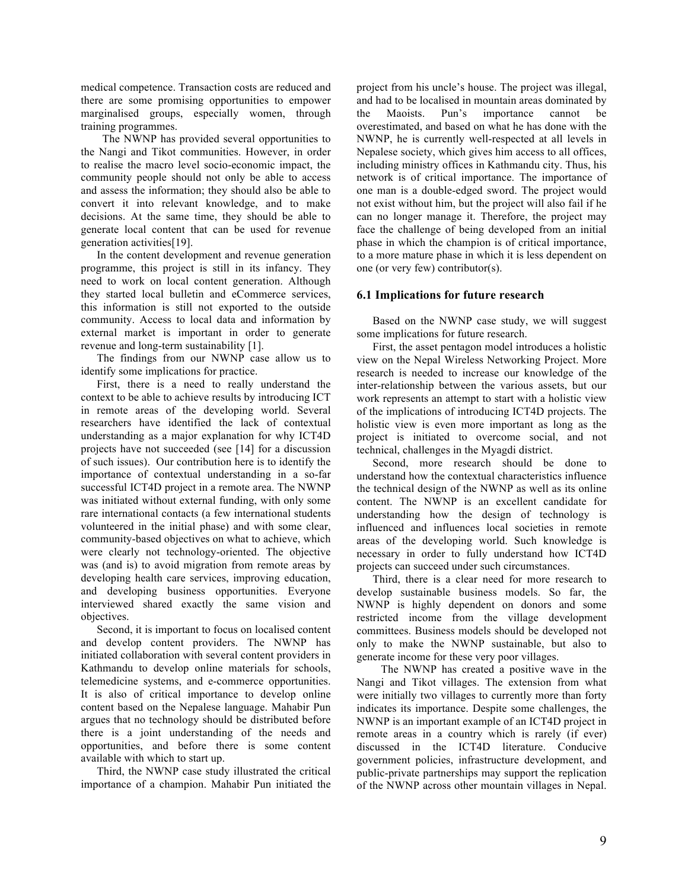medical competence. Transaction costs are reduced and there are some promising opportunities to empower marginalised groups, especially women, through training programmes.

The NWNP has provided several opportunities to the Nangi and Tikot communities. However, in order to realise the macro level socio-economic impact, the community people should not only be able to access and assess the information; they should also be able to convert it into relevant knowledge, and to make decisions. At the same time, they should be able to generate local content that can be used for revenue generation activities[19].

In the content development and revenue generation programme, this project is still in its infancy. They need to work on local content generation. Although they started local bulletin and eCommerce services, this information is still not exported to the outside community. Access to local data and information by external market is important in order to generate revenue and long-term sustainability [1].

The findings from our NWNP case allow us to identify some implications for practice.

First, there is a need to really understand the context to be able to achieve results by introducing ICT in remote areas of the developing world. Several researchers have identified the lack of contextual understanding as a major explanation for why ICT4D projects have not succeeded (see [14] for a discussion of such issues). Our contribution here is to identify the importance of contextual understanding in a so-far successful ICT4D project in a remote area. The NWNP was initiated without external funding, with only some rare international contacts (a few international students volunteered in the initial phase) and with some clear, community-based objectives on what to achieve, which were clearly not technology-oriented. The objective was (and is) to avoid migration from remote areas by developing health care services, improving education, and developing business opportunities. Everyone interviewed shared exactly the same vision and objectives.

Second, it is important to focus on localised content and develop content providers. The NWNP has initiated collaboration with several content providers in Kathmandu to develop online materials for schools, telemedicine systems, and e-commerce opportunities. It is also of critical importance to develop online content based on the Nepalese language. Mahabir Pun argues that no technology should be distributed before there is a joint understanding of the needs and opportunities, and before there is some content available with which to start up.

Third, the NWNP case study illustrated the critical importance of a champion. Mahabir Pun initiated the project from his uncle's house. The project was illegal, and had to be localised in mountain areas dominated by the Maoists. Pun's importance cannot be overestimated, and based on what he has done with the NWNP, he is currently well-respected at all levels in Nepalese society, which gives him access to all offices, including ministry offices in Kathmandu city. Thus, his network is of critical importance. The importance of one man is a double-edged sword. The project would not exist without him, but the project will also fail if he can no longer manage it. Therefore, the project may face the challenge of being developed from an initial phase in which the champion is of critical importance, to a more mature phase in which it is less dependent on one (or very few) contributor(s).

### 6.1 Implications for future research

Based on the NWNP case study, we will suggest some implications for future research.

First, the asset pentagon model introduces a holistic view on the Nepal Wireless Networking Project. More research is needed to increase our knowledge of the inter-relationship between the various assets, but our work represents an attempt to start with a holistic view of the implications of introducing ICT4D projects. The holistic view is even more important as long as the project is initiated to overcome social, and not technical, challenges in the Myagdi district.

Second, more research should be done to understand how the contextual characteristics influence the technical design of the NWNP as well as its online content. The NWNP is an excellent candidate for understanding how the design of technology is influenced and influences local societies in remote areas of the developing world. Such knowledge is necessary in order to fully understand how ICT4D projects can succeed under such circumstances.

Third, there is a clear need for more research to develop sustainable business models. So far, the NWNP is highly dependent on donors and some restricted income from the village development committees. Business models should be developed not only to make the NWNP sustainable, but also to generate income for these very poor villages.

The NWNP has created a positive wave in the Nangi and Tikot villages. The extension from what were initially two villages to currently more than forty indicates its importance. Despite some challenges, the NWNP is an important example of an ICT4D project in remote areas in a country which is rarely (if ever) discussed in the ICT4D literature. Conducive government policies, infrastructure development, and public-private partnerships may support the replication of the NWNP across other mountain villages in Nepal.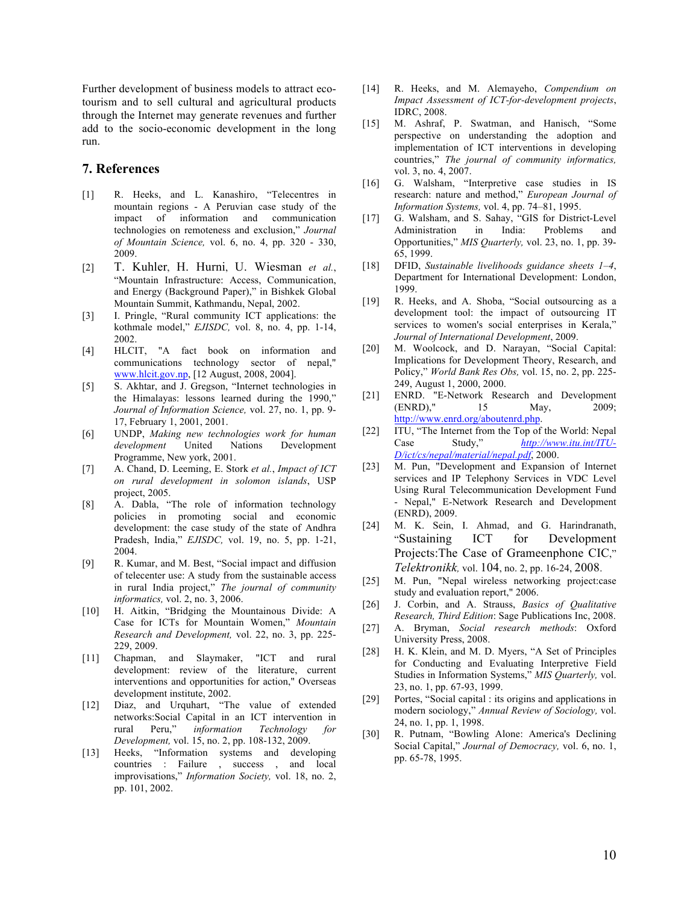Further development of business models to attract eco-tourism and to sell cultural and agricultural products through the Internet may generate revenues and further add to the socio-economic development in the long run.

## 7. References

[1] R. Heeks, and L. Kanashiro, "Telecentres in mountain regions - A Peruvian case study of the impact of information and communication technologies on remoteness and exclusion," *Journal of Mountain Science,* vol. 6, no. 4, pp. 320 - 330, 2009.

[2] T. Kuhler, H. Hurni, U. Wiesman *et al.*, "Mountain Infrastructure: Access, Communication, and Energy (Background Paper)," in Bishkek Global Mountain Summit, Kathmandu, Nepal, 2002.

[3] I. Pringle, "Rural community ICT applications: the kothmale model," *EJISDC,* vol. 8, no. 4, pp. 1-14, 2002.

[4] HLCIT, "A fact book on information and communications technology sector of nepal," www.hlcit.gov.np, [12 August, 2008, 2004].

[5] S. Akhtar, and J. Gregson, "Internet technologies in the Himalayas: lessons learned during the 1990," *Journal of Information Science,* vol. 27, no. 1, pp. 9-17, February 1, 2001, 2001.

[6] UNDP, *Making new technologies work for human development* United Nations Development Programme, New york, 2001.

[7] A. Chand, D. Leeming, E. Stork *et al.*, *Impact of ICT on rural development in solomon islands*, USP project, 2005.

[8] A. Dabla, "The role of information technology policies in promoting social and economic development: the case study of the state of Andhra Pradesh, India," *EJISDC,* vol. 19, no. 5, pp. 1-21, 2004.

[9] R. Kumar, and M. Best, "Social impact and diffusion of telecenter use: A study from the sustainable access in rural India project," *The journal of community informatics,* vol. 2, no. 3, 2006.

[10] H. Aitkin, "Bridging the Mountainous Divide: A Case for ICTs for Mountain Women," *Mountain Research and Development,* vol. 22, no. 3, pp. 225-229, 2009.

[11] Chapman, and Slaymaker, "ICT and rural development: review of the literature, current interventions and opportunities for action," Overseas development institute, 2002.

[12] Diaz, and Urquhart, "The value of extended networks:Social Capital in an ICT intervention in rural Peru," *information Technology for Development,* vol. 15, no. 2, pp. 108-132, 2009.

[13] Heeks, "Information systems and developing countries : Failure , success , and local improvisations," *Information Society,* vol. 18, no. 2, pp. 101, 2002.

[14] R. Heeks, and M. Alemayeho, *Compendium on Impact Assessment of ICT-for-development projects*, IDRC, 2008.

[15] M. Ashraf, P. Swatman, and Hanisch, "Some perspective on understanding the adoption and implementation of ICT interventions in developing countries," *The journal of community informatics,* vol. 3, no. 4, 2007.

[16] G. Walsham, "Interpretive case studies in IS research: nature and method," *European Journal of Information Systems,* vol. 4, pp. 74–81, 1995.

[17] G. Walsham, and S. Sahay, "GIS for District-Level Administration in India: Problems and Opportunities," *MIS Quarterly,* vol. 23, no. 1, pp. 39-65, 1999.

[18] DFID, *Sustainable livelihoods guidance sheets 1–4*, Department for International Development: London, 1999.

[19] R. Heeks, and A. Shoba, "Social outsourcing as a development tool: the impact of outsourcing IT services to women's social enterprises in Kerala," *Journal of International Development*, 2009.

[20] M. Woolcock, and D. Narayan, "Social Capital: Implications for Development Theory, Research, and Policy," *World Bank Res Obs,* vol. 15, no. 2, pp. 225-249, August 1, 2000, 2000.

[21] ENRD. "E-Network Research and Development (ENRD)," 15 May, 2009; http://www.enrd.org/aboutenrd.php.

[22] ITU, "The Internet from the Top of the World: Nepal Case Study," *http://www.itu.int/ITU-D/ict/cs/nepal/material/nepal.pdf*, 2000.

[23] M. Pun, "Development and Expansion of Internet services and IP Telephony Services in VDC Level Using Rural Telecommunication Development Fund - Nepal," E-Network Research and Development (ENRD), 2009.

[24] M. K. Sein, I. Ahmad, and G. Harindranath, "Sustaining ICT for Development Projects:The Case of Grameenphone CIC," *Telektronikk,* vol. 104, no. 2, pp. 16-24, 2008.

[25] M. Pun, "Nepal wireless networking project:case study and evaluation report," 2006.

[26] J. Corbin, and A. Strauss, *Basics of Qualitative Research, Third Edition*: Sage Publications Inc, 2008.

[27] A. Bryman, *Social research methods*: Oxford University Press, 2008.

[28] H. K. Klein, and M. D. Myers, "A Set of Principles for Conducting and Evaluating Interpretive Field Studies in Information Systems," *MIS Quarterly,* vol. 23, no. 1, pp. 67-93, 1999.

[29] Portes, "Social capital : its origins and applications in modern sociology," *Annual Review of Sociology,* vol. 24, no. 1, pp. 1, 1998.

[30] R. Putnam, "Bowling Alone: America's Declining Social Capital," *Journal of Democracy,* vol. 6, no. 1, pp. 65-78, 1995.